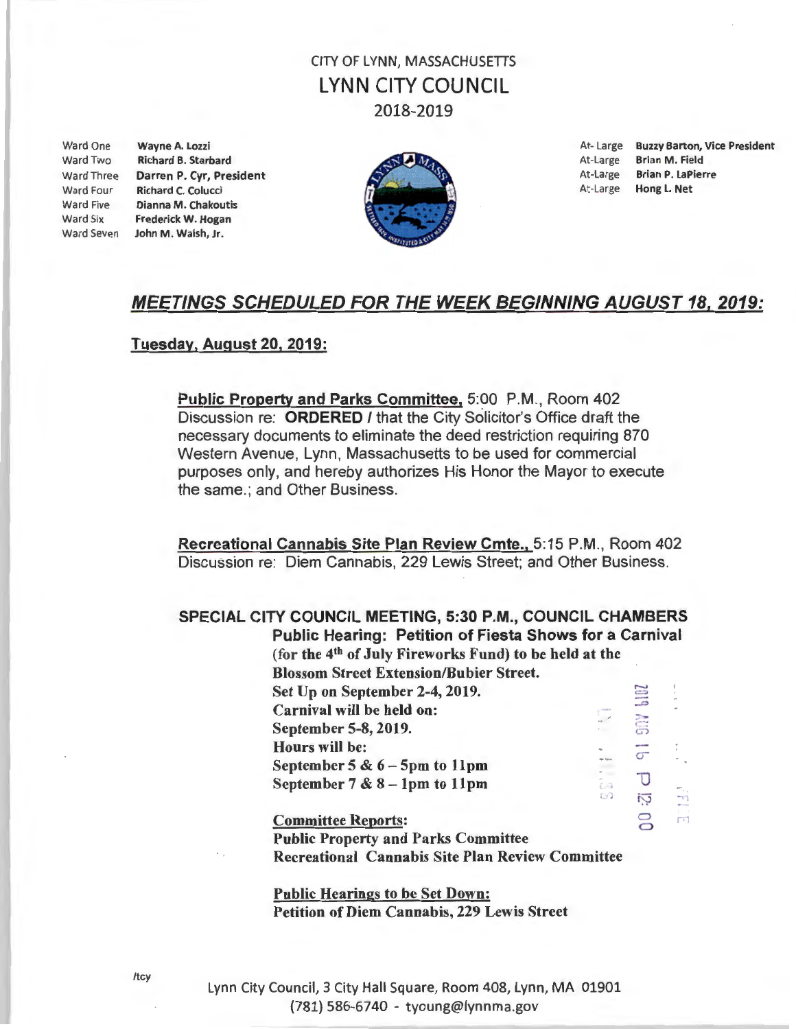CITY OF LYNN, MASSACHUSETTS

# LYNN CITY COUNCIL

2018-2019

| Ward One | Wayne A. Lozzi |
|---|---|
| Ward Two | Richard B. Starbard |
| Ward Three | Darren P. Cyr, President |
| Ward Four | Richard C. Colucci |
| Ward Five | Dianna M. Chakoutis |
| Ward Six | Frederick W. Hogan |
| Ward Seven | John M. Walsh, Jr. |

| At-Large | Buzzy Barton, Vice President |
|---|---|
| At-Large | Brian M. Field |
| At-Large | Brian P. LaPierre |
| At-Large | Hong L. Net |

## *MEETINGS SCHEDULED FOR THE WEEK BEGINNING AUGUST 18, 2019:*

**Tuesday, August 20, 2019:**

**Public Property and Parks Committee,** 5:00 P.M., Room 402
Discussion re: **ORDERED** / that the City Solicitor's Office draft the necessary documents to eliminate the deed restriction requiring 870 Western Avenue, Lynn, Massachusetts to be used for commercial purposes only, and hereby authorizes His Honor the Mayor to execute the same.; and Other Business.

**Recreational Cannabis Site Plan Review Cmte.,** 5:15 P.M., Room 402
Discussion re: Diem Cannabis, 229 Lewis Street; and Other Business.

**SPECIAL CITY COUNCIL MEETING, 5:30 P.M., COUNCIL CHAMBERS**

**Public Hearing: Petition of Fiesta Shows for a Carnival (for the 4th of July Fireworks Fund) to be held at the Blossom Street Extension/Bubier Street.**
**Set Up on September 2-4, 2019.**
**Carnival will be held on:**
**September 5-8, 2019.**
**Hours will be:**
**September 5 & 6 – 5pm to 11pm**
**September 7 & 8 – 1pm to 11pm**

**Committee Reports:**
**Public Property and Parks Committee**
**Recreational Cannabis Site Plan Review Committee**

**Public Hearings to be Set Down:**
**Petition of Diem Cannabis, 229 Lewis Street**

2019 AUG 16 P 12:00

/tcy

Lynn City Council, 3 City Hall Square, Room 408, Lynn, MA 01901
(781) 586-6740 - tyoung@lynnma.gov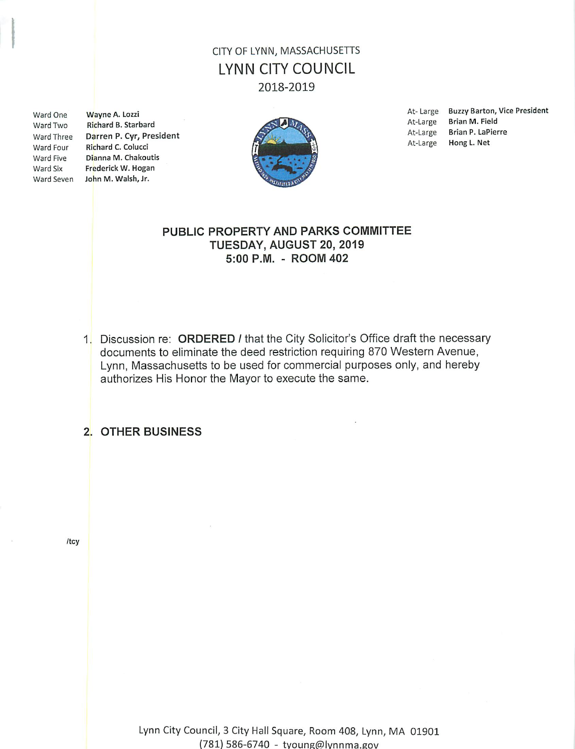CITY OF LYNN, MASSACHUSETTS

# LYNN CITY COUNCIL

2018-2019

| | |
|---|---|
| Ward One | Wayne A. Lozzi |
| Ward Two | Richard B. Starbard |
| Ward Three | Darren P. Cyr, President |
| Ward Four | Richard C. Colucci |
| Ward Five | Dianna M. Chakoutis |
| Ward Six | Frederick W. Hogan |
| Ward Seven | John M. Walsh, Jr. |

| | |
|---|---|
| At-Large | Buzzy Barton, Vice President |
| At-Large | Brian M. Field |
| At-Large | Brian P. LaPierre |
| At-Large | Hong L. Net |

## PUBLIC PROPERTY AND PARKS COMMITTEE
## TUESDAY, AUGUST 20, 2019
## 5:00 P.M. - ROOM 402

1. Discussion re: **ORDERED** / that the City Solicitor's Office draft the necessary documents to eliminate the deed restriction requiring 870 Western Avenue, Lynn, Massachusetts to be used for commercial purposes only, and hereby authorizes His Honor the Mayor to execute the same.

2. **OTHER BUSINESS**

/tcy

Lynn City Council, 3 City Hall Square, Room 408, Lynn, MA 01901
(781) 586-6740 - tyoung@lynnma.gov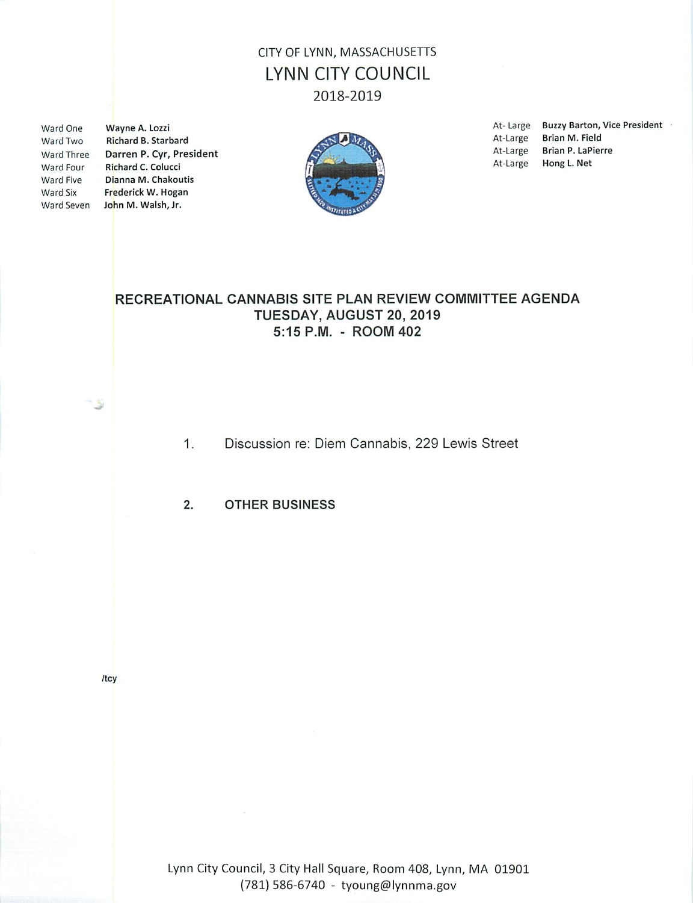CITY OF LYNN, MASSACHUSETTS

# LYNN CITY COUNCIL

2018-2019

| | |
|---|---|
| Ward One | Wayne A. Lozzi |
| Ward Two | Richard B. Starbard |
| Ward Three | Darren P. Cyr, President |
| Ward Four | Richard C. Colucci |
| Ward Five | Dianna M. Chakoutis |
| Ward Six | Frederick W. Hogan |
| Ward Seven | John M. Walsh, Jr. |

| | |
|---|---|
| At- Large | Buzzy Barton, Vice President |
| At-Large | Brian M. Field |
| At-Large | Brian P. LaPierre |
| At-Large | Hong L. Net |

## RECREATIONAL CANNABIS SITE PLAN REVIEW COMMITTEE AGENDA
## TUESDAY, AUGUST 20, 2019
## 5:15 P.M. - ROOM 402

1. Discussion re: Diem Cannabis, 229 Lewis Street

2. **OTHER BUSINESS**

/tcy

Lynn City Council, 3 City Hall Square, Room 408, Lynn, MA 01901
(781) 586-6740 - tyoung@lynnma.gov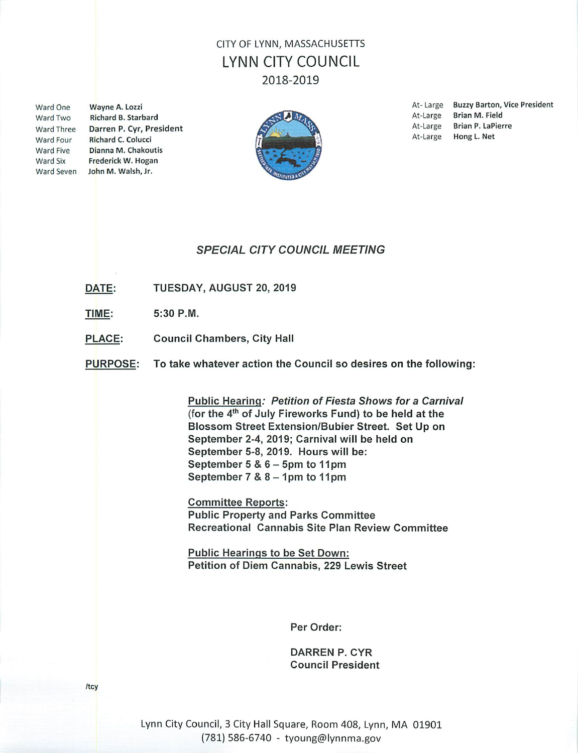# CITY OF LYNN, MASSACHUSETTS
# LYNN CITY COUNCIL
## 2018-2019

| | |
|---|---|
| Ward One | Wayne A. Lozzi |
| Ward Two | Richard B. Starbard |
| Ward Three | Darren P. Cyr, President |
| Ward Four | Richard C. Colucci |
| Ward Five | Dianna M. Chakoutis |
| Ward Six | Frederick W. Hogan |
| Ward Seven | John M. Walsh, Jr. |

| | |
|---|---|
| At-Large | Buzzy Barton, Vice President |
| At-Large | Brian M. Field |
| At-Large | Brian P. LaPierre |
| At-Large | Hong L. Net |

### *SPECIAL CITY COUNCIL MEETING*

**DATE:** **TUESDAY, AUGUST 20, 2019**

**TIME:** **5:30 P.M.**

**PLACE:** **Council Chambers, City Hall**

**PURPOSE:** **To take whatever action the Council so desires on the following:**

**Public Hearing*: Petition of Fiesta Shows for a Carnival*** **(for the 4th of July Fireworks Fund) to be held at the Blossom Street Extension/Bubier Street. Set Up on September 2-4, 2019; Carnival will be held on September 5-8, 2019. Hours will be:**
**September 5 & 6 – 5pm to 11pm**
**September 7 & 8 – 1pm to 11pm**

**Committee Reports:**
**Public Property and Parks Committee**
**Recreational Cannabis Site Plan Review Committee**

**Public Hearings to be Set Down:**
**Petition of Diem Cannabis, 229 Lewis Street**

**Per Order:**

**DARREN P. CYR**
**Council President**

/tcy

Lynn City Council, 3 City Hall Square, Room 408, Lynn, MA 01901
(781) 586-6740 - tyoung@lynnma.gov